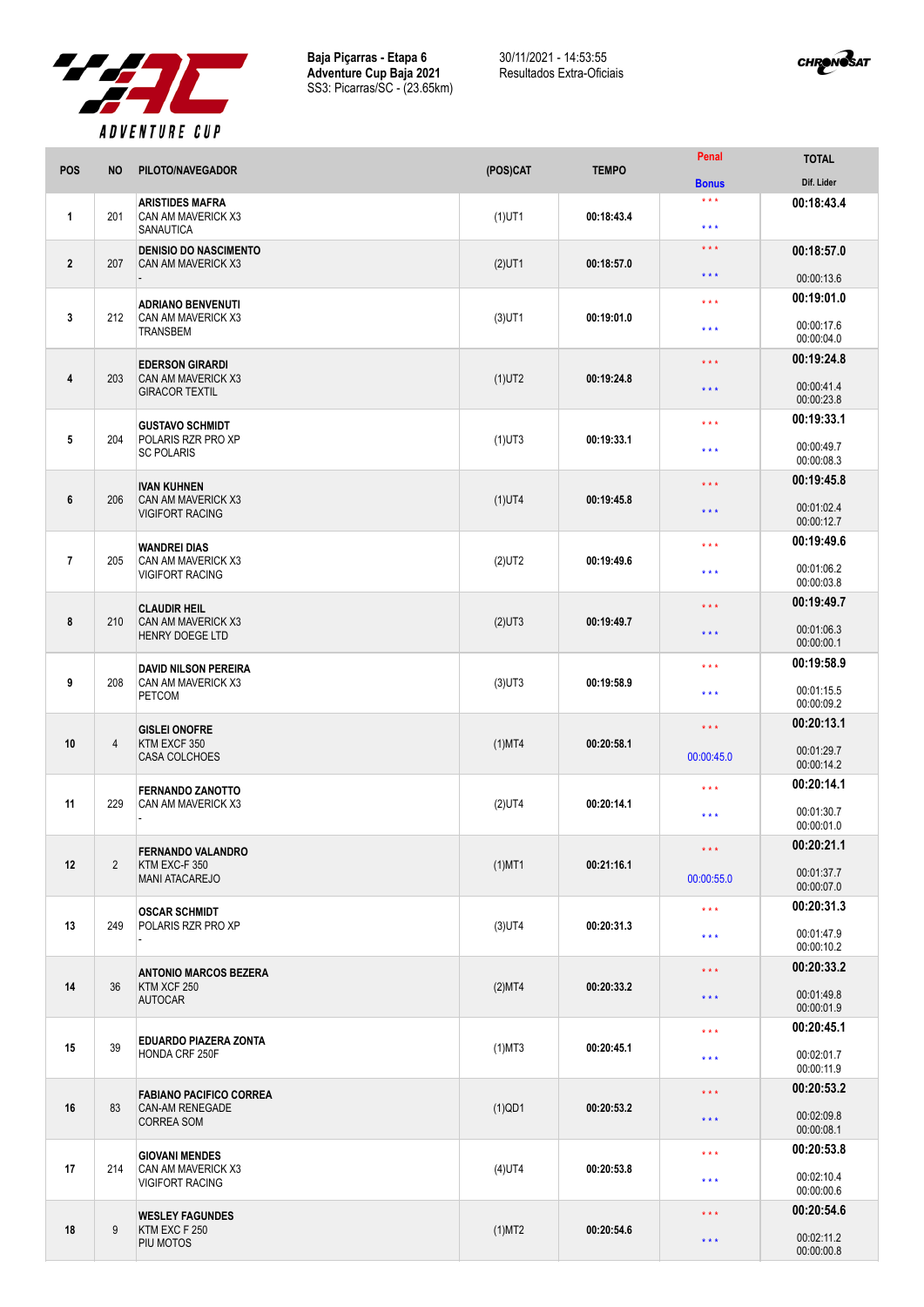**Baja Piçarras - Etapa 6**
**Adventure Cup Baja 2021**
SS3: Picarras/SC - (23.65km)

30/11/2021 - 14:53:55
Resultados Extra-Oficiais

| POS | NO | PILOTO/NAVEGADOR | (POS)CAT | TEMPO | Penal / Bonus | TOTAL / Dif. Lider |
|---|---|---|---|---|---|---|
| 1 | 201 | **ARISTIDES MAFRA**<br>CAN AM MAVERICK X3<br>SANAUTICA | (1)UT1 | 00:18:43.4 | * * *<br>* * * | **00:18:43.4** |
| 2 | 207 | **DENISIO DO NASCIMENTO**<br>CAN AM MAVERICK X3<br>- | (2)UT1 | 00:18:57.0 | * * *<br>* * * | **00:18:57.0**<br>00:00:13.6 |
| 3 | 212 | **ADRIANO BENVENUTI**<br>CAN AM MAVERICK X3<br>TRANSBEM | (3)UT1 | 00:19:01.0 | * * *<br>* * * | **00:19:01.0**<br>00:00:17.6<br>00:00:04.0 |
| 4 | 203 | **EDERSON GIRARDI**<br>CAN AM MAVERICK X3<br>GIRACOR TEXTIL | (1)UT2 | 00:19:24.8 | * * *<br>* * * | **00:19:24.8**<br>00:00:41.4<br>00:00:23.8 |
| 5 | 204 | **GUSTAVO SCHMIDT**<br>POLARIS RZR PRO XP<br>SC POLARIS | (1)UT3 | 00:19:33.1 | * * *<br>* * * | **00:19:33.1**<br>00:00:49.7<br>00:00:08.3 |
| 6 | 206 | **IVAN KUHNEN**<br>CAN AM MAVERICK X3<br>VIGIFORT RACING | (1)UT4 | 00:19:45.8 | * * *<br>* * * | **00:19:45.8**<br>00:01:02.4<br>00:00:12.7 |
| 7 | 205 | **WANDREI DIAS**<br>CAN AM MAVERICK X3<br>VIGIFORT RACING | (2)UT2 | 00:19:49.6 | * * *<br>* * * | **00:19:49.6**<br>00:01:06.2<br>00:00:03.8 |
| 8 | 210 | **CLAUDIR HEIL**<br>CAN AM MAVERICK X3<br>HENRY DOEGE LTD | (2)UT3 | 00:19:49.7 | * * *<br>* * * | **00:19:49.7**<br>00:01:06.3<br>00:00:00.1 |
| 9 | 208 | **DAVID NILSON PEREIRA**<br>CAN AM MAVERICK X3<br>PETCOM | (3)UT3 | 00:19:58.9 | * * *<br>* * * | **00:19:58.9**<br>00:01:15.5<br>00:00:09.2 |
| 10 | 4 | **GISLEI ONOFRE**<br>KTM EXCF 350<br>CASA COLCHOES | (1)MT4 | 00:20:58.1 | * * *<br>00:00:45.0 | **00:20:13.1**<br>00:01:29.7<br>00:00:14.2 |
| 11 | 229 | **FERNANDO ZANOTTO**<br>CAN AM MAVERICK X3<br>- | (2)UT4 | 00:20:14.1 | * * *<br>* * * | **00:20:14.1**<br>00:01:30.7<br>00:00:01.0 |
| 12 | 2 | **FERNANDO VALANDRO**<br>KTM EXC-F 350<br>MANI ATACAREJO | (1)MT1 | 00:21:16.1 | * * *<br>00:00:55.0 | **00:20:21.1**<br>00:01:37.7<br>00:00:07.0 |
| 13 | 249 | **OSCAR SCHMIDT**<br>POLARIS RZR PRO XP<br>- | (3)UT4 | 00:20:31.3 | * * *<br>* * * | **00:20:31.3**<br>00:01:47.9<br>00:00:10.2 |
| 14 | 36 | **ANTONIO MARCOS BEZERA**<br>KTM XCF 250<br>AUTOCAR | (2)MT4 | 00:20:33.2 | * * *<br>* * * | **00:20:33.2**<br>00:01:49.8<br>00:00:01.9 |
| 15 | 39 | **EDUARDO PIAZERA ZONTA**<br>HONDA CRF 250F | (1)MT3 | 00:20:45.1 | * * *<br>* * * | **00:20:45.1**<br>00:02:01.7<br>00:00:11.9 |
| 16 | 83 | **FABIANO PACIFICO CORREA**<br>CAN-AM RENEGADE<br>CORREA SOM | (1)QD1 | 00:20:53.2 | * * *<br>* * * | **00:20:53.2**<br>00:02:09.8<br>00:00:08.1 |
| 17 | 214 | **GIOVANI MENDES**<br>CAN AM MAVERICK X3<br>VIGIFORT RACING | (4)UT4 | 00:20:53.8 | * * *<br>* * * | **00:20:53.8**<br>00:02:10.4<br>00:00:00.6 |
| 18 | 9 | **WESLEY FAGUNDES**<br>KTM EXC F 250<br>PIU MOTOS | (1)MT2 | 00:20:54.6 | * * *<br>* * * | **00:20:54.6**<br>00:02:11.2<br>00:00:00.8 |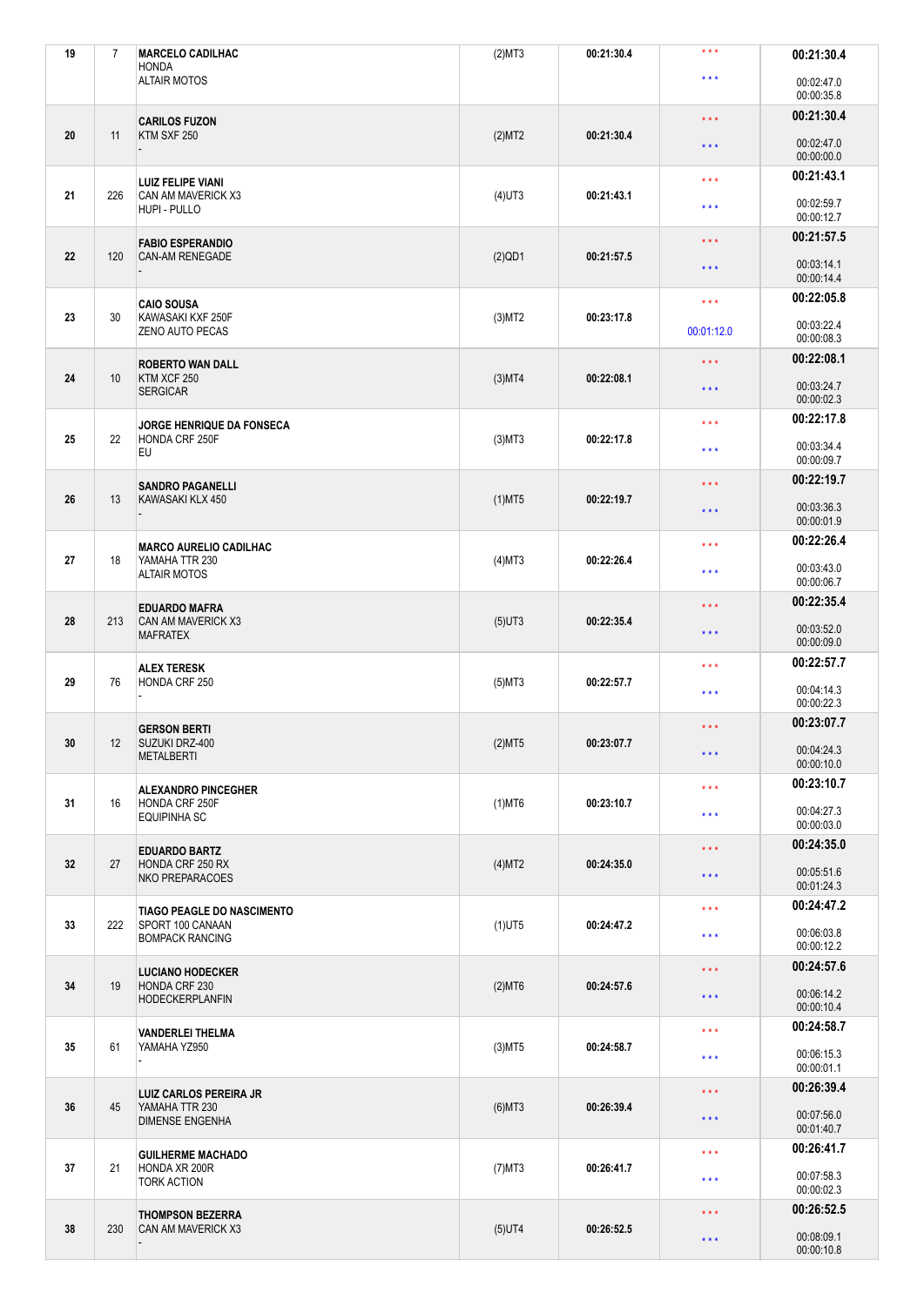| | | | | | | |
|---|---|---|---|---|---|---|
| 19 | 7 | **MARCELO CADILHAC**<br>HONDA<br>ALTAIR MOTOS | (2)MT3 | 00:21:30.4 | \* \* \*<br>\* \* \* | **00:21:30.4**<br>00:02:47.0<br>00:00:35.8 |
| 20 | 11 | **CARILOS FUZON**<br>KTM SXF 250<br>- | (2)MT2 | 00:21:30.4 | \* \* \*<br>\* \* \* | **00:21:30.4**<br>00:02:47.0<br>00:00:00.0 |
| 21 | 226 | **LUIZ FELIPE VIANI**<br>CAN AM MAVERICK X3<br>HUPI - PULLO | (4)UT3 | 00:21:43.1 | \* \* \*<br>\* \* \* | **00:21:43.1**<br>00:02:59.7<br>00:00:12.7 |
| 22 | 120 | **FABIO ESPERANDIO**<br>CAN-AM RENEGADE<br>- | (2)QD1 | 00:21:57.5 | \* \* \*<br>\* \* \* | **00:21:57.5**<br>00:03:14.1<br>00:00:14.4 |
| 23 | 30 | **CAIO SOUSA**<br>KAWASAKI KXF 250F<br>ZENO AUTO PECAS | (3)MT2 | 00:23:17.8 | \* \* \*<br>00:01:12.0 | **00:22:05.8**<br>00:03:22.4<br>00:00:08.3 |
| 24 | 10 | **ROBERTO WAN DALL**<br>KTM XCF 250<br>SERGICAR | (3)MT4 | 00:22:08.1 | \* \* \*<br>\* \* \* | **00:22:08.1**<br>00:03:24.7<br>00:00:02.3 |
| 25 | 22 | **JORGE HENRIQUE DA FONSECA**<br>HONDA CRF 250F<br>EU | (3)MT3 | 00:22:17.8 | \* \* \*<br>\* \* \* | **00:22:17.8**<br>00:03:34.4<br>00:00:09.7 |
| 26 | 13 | **SANDRO PAGANELLI**<br>KAWASAKI KLX 450<br>- | (1)MT5 | 00:22:19.7 | \* \* \*<br>\* \* \* | **00:22:19.7**<br>00:03:36.3<br>00:00:01.9 |
| 27 | 18 | **MARCO AURELIO CADILHAC**<br>YAMAHA TTR 230<br>ALTAIR MOTOS | (4)MT3 | 00:22:26.4 | \* \* \*<br>\* \* \* | **00:22:26.4**<br>00:03:43.0<br>00:00:06.7 |
| 28 | 213 | **EDUARDO MAFRA**<br>CAN AM MAVERICK X3<br>MAFRATEX | (5)UT3 | 00:22:35.4 | \* \* \*<br>\* \* \* | **00:22:35.4**<br>00:03:52.0<br>00:00:09.0 |
| 29 | 76 | **ALEX TERESK**<br>HONDA CRF 250<br>- | (5)MT3 | 00:22:57.7 | \* \* \*<br>\* \* \* | **00:22:57.7**<br>00:04:14.3<br>00:00:22.3 |
| 30 | 12 | **GERSON BERTI**<br>SUZUKI DRZ-400<br>METALBERTI | (2)MT5 | 00:23:07.7 | \* \* \*<br>\* \* \* | **00:23:07.7**<br>00:04:24.3<br>00:00:10.0 |
| 31 | 16 | **ALEXANDRO PINCEGHER**<br>HONDA CRF 250F<br>EQUIPINHA SC | (1)MT6 | 00:23:10.7 | \* \* \*<br>\* \* \* | **00:23:10.7**<br>00:04:27.3<br>00:00:03.0 |
| 32 | 27 | **EDUARDO BARTZ**<br>HONDA CRF 250 RX<br>NKO PREPARACOES | (4)MT2 | 00:24:35.0 | \* \* \*<br>\* \* \* | **00:24:35.0**<br>00:05:51.6<br>00:01:24.3 |
| 33 | 222 | **TIAGO PEAGLE DO NASCIMENTO**<br>SPORT 100 CANAAN<br>BOMPACK RANCING | (1)UT5 | 00:24:47.2 | \* \* \*<br>\* \* \* | **00:24:47.2**<br>00:06:03.8<br>00:00:12.2 |
| 34 | 19 | **LUCIANO HODECKER**<br>HONDA CRF 230<br>HODECKERPLANFIN | (2)MT6 | 00:24:57.6 | \* \* \*<br>\* \* \* | **00:24:57.6**<br>00:06:14.2<br>00:00:10.4 |
| 35 | 61 | **VANDERLEI THELMA**<br>YAMAHA YZ950<br>- | (3)MT5 | 00:24:58.7 | \* \* \*<br>\* \* \* | **00:24:58.7**<br>00:06:15.3<br>00:00:01.1 |
| 36 | 45 | **LUIZ CARLOS PEREIRA JR**<br>YAMAHA TTR 230<br>DIMENSE ENGENHA | (6)MT3 | 00:26:39.4 | \* \* \*<br>\* \* \* | **00:26:39.4**<br>00:07:56.0<br>00:01:40.7 |
| 37 | 21 | **GUILHERME MACHADO**<br>HONDA XR 200R<br>TORK ACTION | (7)MT3 | 00:26:41.7 | \* \* \*<br>\* \* \* | **00:26:41.7**<br>00:07:58.3<br>00:00:02.3 |
| 38 | 230 | **THOMPSON BEZERRA**<br>CAN AM MAVERICK X3<br>- | (5)UT4 | 00:26:52.5 | \* \* \*<br>\* \* \* | **00:26:52.5**<br>00:08:09.1<br>00:00:10.8 |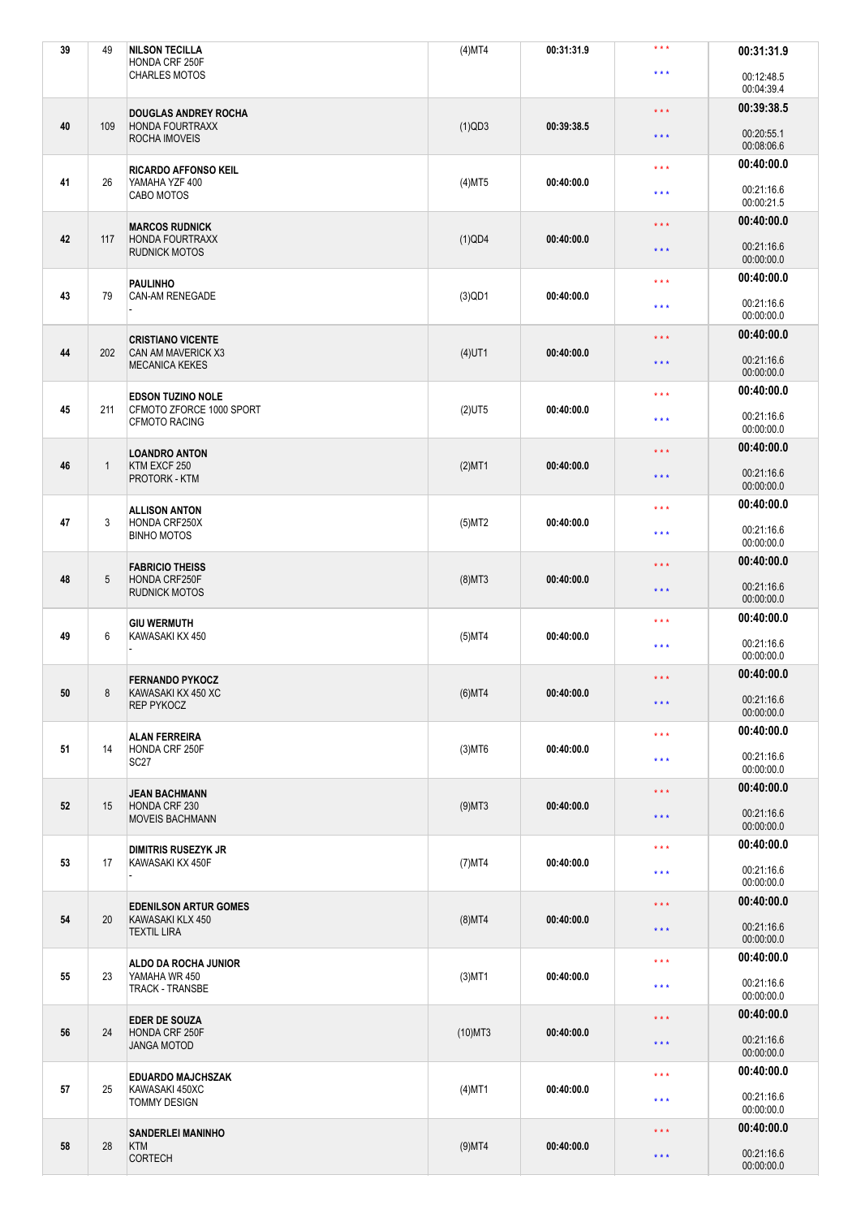| | | | | | | |
|---|---|---|---|---|---|---|
| 39 | 49 | **NILSON TECILLA**<br>HONDA CRF 250F<br>CHARLES MOTOS | (4)MT4 | **00:31:31.9** | \*\*\*<br>\*\*\* | **00:31:31.9**<br>00:12:48.5<br>00:04:39.4 |
| 40 | 109 | **DOUGLAS ANDREY ROCHA**<br>HONDA FOURTRAXX<br>ROCHA IMOVEIS | (1)QD3 | **00:39:38.5** | \*\*\*<br>\*\*\* | **00:39:38.5**<br>00:20:55.1<br>00:08:06.6 |
| 41 | 26 | **RICARDO AFFONSO KEIL**<br>YAMAHA YZF 400<br>CABO MOTOS | (4)MT5 | **00:40:00.0** | \*\*\*<br>\*\*\* | **00:40:00.0**<br>00:21:16.6<br>00:00:21.5 |
| 42 | 117 | **MARCOS RUDNICK**<br>HONDA FOURTRAXX<br>RUDNICK MOTOS | (1)QD4 | **00:40:00.0** | \*\*\*<br>\*\*\* | **00:40:00.0**<br>00:21:16.6<br>00:00:00.0 |
| 43 | 79 | **PAULINHO**<br>CAN-AM RENEGADE<br>- | (3)QD1 | **00:40:00.0** | \*\*\*<br>\*\*\* | **00:40:00.0**<br>00:21:16.6<br>00:00:00.0 |
| 44 | 202 | **CRISTIANO VICENTE**<br>CAN AM MAVERICK X3<br>MECANICA KEKES | (4)UT1 | **00:40:00.0** | \*\*\*<br>\*\*\* | **00:40:00.0**<br>00:21:16.6<br>00:00:00.0 |
| 45 | 211 | **EDSON TUZINO NOLE**<br>CFMOTO ZFORCE 1000 SPORT<br>CFMOTO RACING | (2)UT5 | **00:40:00.0** | \*\*\*<br>\*\*\* | **00:40:00.0**<br>00:21:16.6<br>00:00:00.0 |
| 46 | 1 | **LOANDRO ANTON**<br>KTM EXCF 250<br>PROTORK - KTM | (2)MT1 | **00:40:00.0** | \*\*\*<br>\*\*\* | **00:40:00.0**<br>00:21:16.6<br>00:00:00.0 |
| 47 | 3 | **ALLISON ANTON**<br>HONDA CRF250X<br>BINHO MOTOS | (5)MT2 | **00:40:00.0** | \*\*\*<br>\*\*\* | **00:40:00.0**<br>00:21:16.6<br>00:00:00.0 |
| 48 | 5 | **FABRICIO THEISS**<br>HONDA CRF250F<br>RUDNICK MOTOS | (8)MT3 | **00:40:00.0** | \*\*\*<br>\*\*\* | **00:40:00.0**<br>00:21:16.6<br>00:00:00.0 |
| 49 | 6 | **GIU WERMUTH**<br>KAWASAKI KX 450<br>- | (5)MT4 | **00:40:00.0** | \*\*\*<br>\*\*\* | **00:40:00.0**<br>00:21:16.6<br>00:00:00.0 |
| 50 | 8 | **FERNANDO PYKOCZ**<br>KAWASAKI KX 450 XC<br>REP PYKOCZ | (6)MT4 | **00:40:00.0** | \*\*\*<br>\*\*\* | **00:40:00.0**<br>00:21:16.6<br>00:00:00.0 |
| 51 | 14 | **ALAN FERREIRA**<br>HONDA CRF 250F<br>SC27 | (3)MT6 | **00:40:00.0** | \*\*\*<br>\*\*\* | **00:40:00.0**<br>00:21:16.6<br>00:00:00.0 |
| 52 | 15 | **JEAN BACHMANN**<br>HONDA CRF 230<br>MOVEIS BACHMANN | (9)MT3 | **00:40:00.0** | \*\*\*<br>\*\*\* | **00:40:00.0**<br>00:21:16.6<br>00:00:00.0 |
| 53 | 17 | **DIMITRIS RUSEZYK JR**<br>KAWASAKI KX 450F<br>- | (7)MT4 | **00:40:00.0** | \*\*\*<br>\*\*\* | **00:40:00.0**<br>00:21:16.6<br>00:00:00.0 |
| 54 | 20 | **EDENILSON ARTUR GOMES**<br>KAWASAKI KLX 450<br>TEXTIL LIRA | (8)MT4 | **00:40:00.0** | \*\*\*<br>\*\*\* | **00:40:00.0**<br>00:21:16.6<br>00:00:00.0 |
| 55 | 23 | **ALDO DA ROCHA JUNIOR**<br>YAMAHA WR 450<br>TRACK - TRANSBE | (3)MT1 | **00:40:00.0** | \*\*\*<br>\*\*\* | **00:40:00.0**<br>00:21:16.6<br>00:00:00.0 |
| 56 | 24 | **EDER DE SOUZA**<br>HONDA CRF 250F<br>JANGA MOTOD | (10)MT3 | **00:40:00.0** | \*\*\*<br>\*\*\* | **00:40:00.0**<br>00:21:16.6<br>00:00:00.0 |
| 57 | 25 | **EDUARDO MAJCHSZAK**<br>KAWASAKI 450XC<br>TOMMY DESIGN | (4)MT1 | **00:40:00.0** | \*\*\*<br>\*\*\* | **00:40:00.0**<br>00:21:16.6<br>00:00:00.0 |
| 58 | 28 | **SANDERLEI MANINHO**<br>KTM<br>CORTECH | (9)MT4 | **00:40:00.0** | \*\*\*<br>\*\*\* | **00:40:00.0**<br>00:21:16.6<br>00:00:00.0 |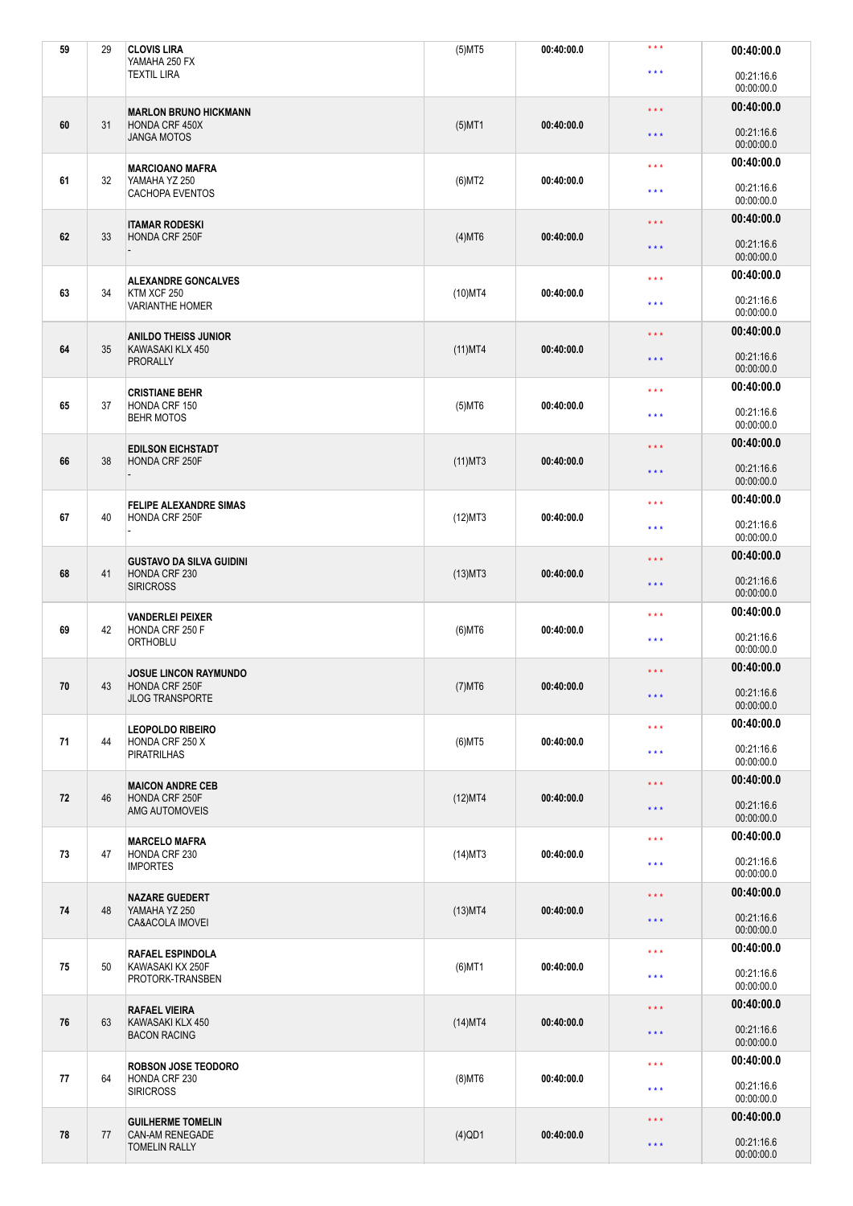| | | | | | | |
|---|---|---|---|---|---|---|
| 59 | 29 | **CLOVIS LIRA**<br>YAMAHA 250 FX<br>TEXTIL LIRA | (5)MT5 | 00:40:00.0 | * * *<br>* * * | **00:40:00.0**<br>00:21:16.6<br>00:00:00.0 |
| 60 | 31 | **MARLON BRUNO HICKMANN**<br>HONDA CRF 450X<br>JANGA MOTOS | (5)MT1 | 00:40:00.0 | * * *<br>* * * | **00:40:00.0**<br>00:21:16.6<br>00:00:00.0 |
| 61 | 32 | **MARCIOANO MAFRA**<br>YAMAHA YZ 250<br>CACHOPA EVENTOS | (6)MT2 | 00:40:00.0 | * * *<br>* * * | **00:40:00.0**<br>00:21:16.6<br>00:00:00.0 |
| 62 | 33 | **ITAMAR RODESKI**<br>HONDA CRF 250F<br>- | (4)MT6 | 00:40:00.0 | * * *<br>* * * | **00:40:00.0**<br>00:21:16.6<br>00:00:00.0 |
| 63 | 34 | **ALEXANDRE GONCALVES**<br>KTM XCF 250<br>VARIANTHE HOMER | (10)MT4 | 00:40:00.0 | * * *<br>* * * | **00:40:00.0**<br>00:21:16.6<br>00:00:00.0 |
| 64 | 35 | **ANILDO THEISS JUNIOR**<br>KAWASAKI KLX 450<br>PRORALLY | (11)MT4 | 00:40:00.0 | * * *<br>* * * | **00:40:00.0**<br>00:21:16.6<br>00:00:00.0 |
| 65 | 37 | **CRISTIANE BEHR**<br>HONDA CRF 150<br>BEHR MOTOS | (5)MT6 | 00:40:00.0 | * * *<br>* * * | **00:40:00.0**<br>00:21:16.6<br>00:00:00.0 |
| 66 | 38 | **EDILSON EICHSTADT**<br>HONDA CRF 250F<br>- | (11)MT3 | 00:40:00.0 | * * *<br>* * * | **00:40:00.0**<br>00:21:16.6<br>00:00:00.0 |
| 67 | 40 | **FELIPE ALEXANDRE SIMAS**<br>HONDA CRF 250F<br>- | (12)MT3 | 00:40:00.0 | * * *<br>* * * | **00:40:00.0**<br>00:21:16.6<br>00:00:00.0 |
| 68 | 41 | **GUSTAVO DA SILVA GUIDINI**<br>HONDA CRF 230<br>SIRICROSS | (13)MT3 | 00:40:00.0 | * * *<br>* * * | **00:40:00.0**<br>00:21:16.6<br>00:00:00.0 |
| 69 | 42 | **VANDERLEI PEIXER**<br>HONDA CRF 250 F<br>ORTHOBLU | (6)MT6 | 00:40:00.0 | * * *<br>* * * | **00:40:00.0**<br>00:21:16.6<br>00:00:00.0 |
| 70 | 43 | **JOSUE LINCON RAYMUNDO**<br>HONDA CRF 250F<br>JLOG TRANSPORTE | (7)MT6 | 00:40:00.0 | * * *<br>* * * | **00:40:00.0**<br>00:21:16.6<br>00:00:00.0 |
| 71 | 44 | **LEOPOLDO RIBEIRO**<br>HONDA CRF 250 X<br>PIRATRILHAS | (6)MT5 | 00:40:00.0 | * * *<br>* * * | **00:40:00.0**<br>00:21:16.6<br>00:00:00.0 |
| 72 | 46 | **MAICON ANDRE CEB**<br>HONDA CRF 250F<br>AMG AUTOMOVEIS | (12)MT4 | 00:40:00.0 | * * *<br>* * * | **00:40:00.0**<br>00:21:16.6<br>00:00:00.0 |
| 73 | 47 | **MARCELO MAFRA**<br>HONDA CRF 230<br>IMPORTES | (14)MT3 | 00:40:00.0 | * * *<br>* * * | **00:40:00.0**<br>00:21:16.6<br>00:00:00.0 |
| 74 | 48 | **NAZARE GUEDERT**<br>YAMAHA YZ 250<br>CA&ACOLA IMOVEI | (13)MT4 | 00:40:00.0 | * * *<br>* * * | **00:40:00.0**<br>00:21:16.6<br>00:00:00.0 |
| 75 | 50 | **RAFAEL ESPINDOLA**<br>KAWASAKI KX 250F<br>PROTORK-TRANSBEN | (6)MT1 | 00:40:00.0 | * * *<br>* * * | **00:40:00.0**<br>00:21:16.6<br>00:00:00.0 |
| 76 | 63 | **RAFAEL VIEIRA**<br>KAWASAKI KLX 450<br>BACON RACING | (14)MT4 | 00:40:00.0 | * * *<br>* * * | **00:40:00.0**<br>00:21:16.6<br>00:00:00.0 |
| 77 | 64 | **ROBSON JOSE TEODORO**<br>HONDA CRF 230<br>SIRICROSS | (8)MT6 | 00:40:00.0 | * * *<br>* * * | **00:40:00.0**<br>00:21:16.6<br>00:00:00.0 |
| 78 | 77 | **GUILHERME TOMELIN**<br>CAN-AM RENEGADE<br>TOMELIN RALLY | (4)QD1 | 00:40:00.0 | * * *<br>* * * | **00:40:00.0**<br>00:21:16.6<br>00:00:00.0 |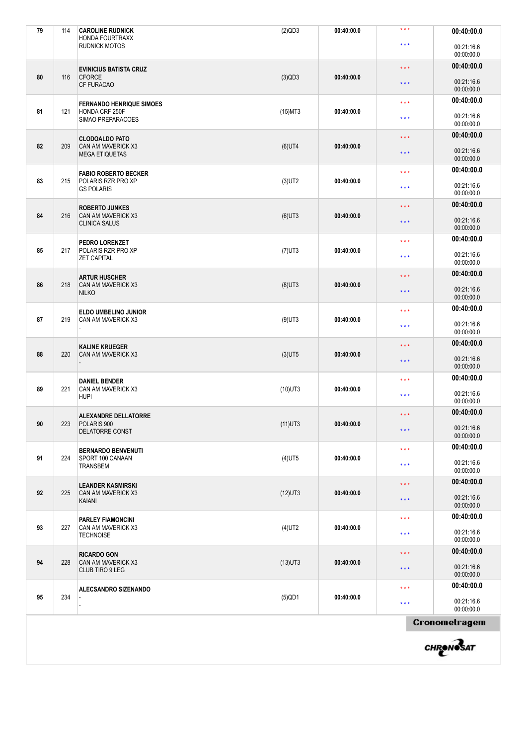| | | | | | | |
|---|---|---|---|---|---|---|
| 79 | 114 | **CAROLINE RUDNICK**<br>HONDA FOURTRAXX<br>RUDNICK MOTOS | (2)QD3 | 00:40:00.0 | \* \* \*<br>\* \* \* | **00:40:00.0**<br>00:21:16.6<br>00:00:00.0 |
| 80 | 116 | **EVINICIUS BATISTA CRUZ**<br>CFORCE<br>CF FURACAO | (3)QD3 | 00:40:00.0 | \* \* \*<br>\* \* \* | **00:40:00.0**<br>00:21:16.6<br>00:00:00.0 |
| 81 | 121 | **FERNANDO HENRIQUE SIMOES**<br>HONDA CRF 250F<br>SIMAO PREPARACOES | (15)MT3 | 00:40:00.0 | \* \* \*<br>\* \* \* | **00:40:00.0**<br>00:21:16.6<br>00:00:00.0 |
| 82 | 209 | **CLODOALDO PATO**<br>CAN AM MAVERICK X3<br>MEGA ETIQUETAS | (6)UT4 | 00:40:00.0 | \* \* \*<br>\* \* \* | **00:40:00.0**<br>00:21:16.6<br>00:00:00.0 |
| 83 | 215 | **FABIO ROBERTO BECKER**<br>POLARIS RZR PRO XP<br>GS POLARIS | (3)UT2 | 00:40:00.0 | \* \* \*<br>\* \* \* | **00:40:00.0**<br>00:21:16.6<br>00:00:00.0 |
| 84 | 216 | **ROBERTO JUNKES**<br>CAN AM MAVERICK X3<br>CLINICA SALUS | (6)UT3 | 00:40:00.0 | \* \* \*<br>\* \* \* | **00:40:00.0**<br>00:21:16.6<br>00:00:00.0 |
| 85 | 217 | **PEDRO LORENZET**<br>POLARIS RZR PRO XP<br>ZET CAPITAL | (7)UT3 | 00:40:00.0 | \* \* \*<br>\* \* \* | **00:40:00.0**<br>00:21:16.6<br>00:00:00.0 |
| 86 | 218 | **ARTUR HUSCHER**<br>CAN AM MAVERICK X3<br>NILKO | (8)UT3 | 00:40:00.0 | \* \* \*<br>\* \* \* | **00:40:00.0**<br>00:21:16.6<br>00:00:00.0 |
| 87 | 219 | **ELDO UMBELINO JUNIOR**<br>CAN AM MAVERICK X3<br>- | (9)UT3 | 00:40:00.0 | \* \* \*<br>\* \* \* | **00:40:00.0**<br>00:21:16.6<br>00:00:00.0 |
| 88 | 220 | **KALINE KRUEGER**<br>CAN AM MAVERICK X3<br>- | (3)UT5 | 00:40:00.0 | \* \* \*<br>\* \* \* | **00:40:00.0**<br>00:21:16.6<br>00:00:00.0 |
| 89 | 221 | **DANIEL BENDER**<br>CAN AM MAVERICK X3<br>HUPI | (10)UT3 | 00:40:00.0 | \* \* \*<br>\* \* \* | **00:40:00.0**<br>00:21:16.6<br>00:00:00.0 |
| 90 | 223 | **ALEXANDRE DELLATORRE**<br>POLARIS 900<br>DELATORRE CONST | (11)UT3 | 00:40:00.0 | \* \* \*<br>\* \* \* | **00:40:00.0**<br>00:21:16.6<br>00:00:00.0 |
| 91 | 224 | **BERNARDO BENVENUTI**<br>SPORT 100 CANAAN<br>TRANSBEM | (4)UT5 | 00:40:00.0 | \* \* \*<br>\* \* \* | **00:40:00.0**<br>00:21:16.6<br>00:00:00.0 |
| 92 | 225 | **LEANDER KASMIRSKI**<br>CAN AM MAVERICK X3<br>KAIANI | (12)UT3 | 00:40:00.0 | \* \* \*<br>\* \* \* | **00:40:00.0**<br>00:21:16.6<br>00:00:00.0 |
| 93 | 227 | **PARLEY FIAMONCINI**<br>CAN AM MAVERICK X3<br>TECHNOISE | (4)UT2 | 00:40:00.0 | \* \* \*<br>\* \* \* | **00:40:00.0**<br>00:21:16.6<br>00:00:00.0 |
| 94 | 228 | **RICARDO GON**<br>CAN AM MAVERICK X3<br>CLUB TIRO 9 LEG | (13)UT3 | 00:40:00.0 | \* \* \*<br>\* \* \* | **00:40:00.0**<br>00:21:16.6<br>00:00:00.0 |
| 95 | 234 | **ALECSANDRO SIZENANDO**<br>-<br>- | (5)QD1 | 00:40:00.0 | \* \* \*<br>\* \* \* | **00:40:00.0**<br>00:21:16.6<br>00:00:00.0 |

**Cronometragem**

CHRONOSAT